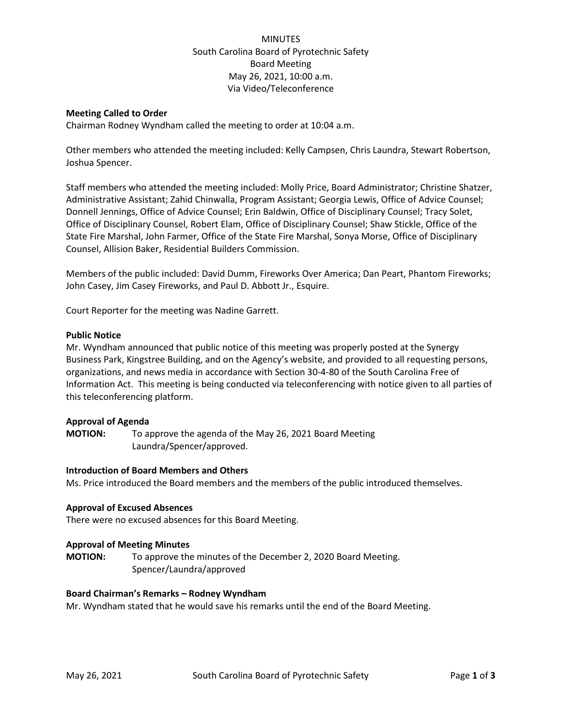# MINUTES
## South Carolina Board of Pyrotechnic Safety
### Board Meeting
### May 26, 2021, 10:00 a.m.
### Via Video/Teleconference

**Meeting Called to Order**

Chairman Rodney Wyndham called the meeting to order at 10:04 a.m.

Other members who attended the meeting included: Kelly Campsen, Chris Laundra, Stewart Robertson, Joshua Spencer.

Staff members who attended the meeting included: Molly Price, Board Administrator; Christine Shatzer, Administrative Assistant; Zahid Chinwalla, Program Assistant; Georgia Lewis, Office of Advice Counsel; Donnell Jennings, Office of Advice Counsel; Erin Baldwin, Office of Disciplinary Counsel; Tracy Solet, Office of Disciplinary Counsel, Robert Elam, Office of Disciplinary Counsel; Shaw Stickle, Office of the State Fire Marshal, John Farmer, Office of the State Fire Marshal, Sonya Morse, Office of Disciplinary Counsel, Allision Baker, Residential Builders Commission.

Members of the public included: David Dumm, Fireworks Over America; Dan Peart, Phantom Fireworks; John Casey, Jim Casey Fireworks, and Paul D. Abbott Jr., Esquire.

Court Reporter for the meeting was Nadine Garrett.

**Public Notice**

Mr. Wyndham announced that public notice of this meeting was properly posted at the Synergy Business Park, Kingstree Building, and on the Agency's website, and provided to all requesting persons, organizations, and news media in accordance with Section 30-4-80 of the South Carolina Free of Information Act. This meeting is being conducted via teleconferencing with notice given to all parties of this teleconferencing platform.

**Approval of Agenda**

**MOTION:** To approve the agenda of the May 26, 2021 Board Meeting
Laundra/Spencer/approved.

**Introduction of Board Members and Others**

Ms. Price introduced the Board members and the members of the public introduced themselves.

**Approval of Excused Absences**

There were no excused absences for this Board Meeting.

**Approval of Meeting Minutes**

**MOTION:** To approve the minutes of the December 2, 2020 Board Meeting.
Spencer/Laundra/approved

**Board Chairman's Remarks – Rodney Wyndham**

Mr. Wyndham stated that he would save his remarks until the end of the Board Meeting.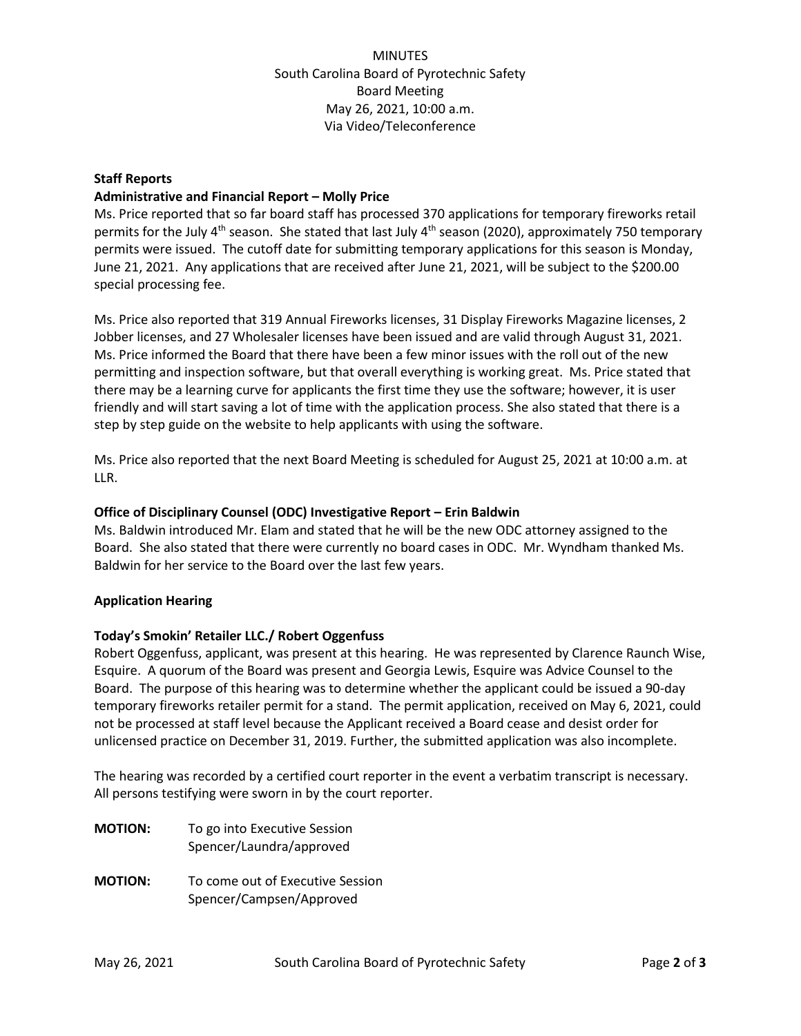MINUTES
South Carolina Board of Pyrotechnic Safety
Board Meeting
May 26, 2021, 10:00 a.m.
Via Video/Teleconference

**Staff Reports**

**Administrative and Financial Report – Molly Price**

Ms. Price reported that so far board staff has processed 370 applications for temporary fireworks retail permits for the July 4th season. She stated that last July 4th season (2020), approximately 750 temporary permits were issued. The cutoff date for submitting temporary applications for this season is Monday, June 21, 2021. Any applications that are received after June 21, 2021, will be subject to the $200.00 special processing fee.

Ms. Price also reported that 319 Annual Fireworks licenses, 31 Display Fireworks Magazine licenses, 2 Jobber licenses, and 27 Wholesaler licenses have been issued and are valid through August 31, 2021. Ms. Price informed the Board that there have been a few minor issues with the roll out of the new permitting and inspection software, but that overall everything is working great. Ms. Price stated that there may be a learning curve for applicants the first time they use the software; however, it is user friendly and will start saving a lot of time with the application process. She also stated that there is a step by step guide on the website to help applicants with using the software.

Ms. Price also reported that the next Board Meeting is scheduled for August 25, 2021 at 10:00 a.m. at LLR.

**Office of Disciplinary Counsel (ODC) Investigative Report – Erin Baldwin**

Ms. Baldwin introduced Mr. Elam and stated that he will be the new ODC attorney assigned to the Board. She also stated that there were currently no board cases in ODC. Mr. Wyndham thanked Ms. Baldwin for her service to the Board over the last few years.

**Application Hearing**

**Today's Smokin' Retailer LLC./ Robert Oggenfuss**

Robert Oggenfuss, applicant, was present at this hearing. He was represented by Clarence Raunch Wise, Esquire. A quorum of the Board was present and Georgia Lewis, Esquire was Advice Counsel to the Board. The purpose of this hearing was to determine whether the applicant could be issued a 90-day temporary fireworks retailer permit for a stand. The permit application, received on May 6, 2021, could not be processed at staff level because the Applicant received a Board cease and desist order for unlicensed practice on December 31, 2019. Further, the submitted application was also incomplete.

The hearing was recorded by a certified court reporter in the event a verbatim transcript is necessary. All persons testifying were sworn in by the court reporter.

**MOTION:** To go into Executive Session
Spencer/Laundra/approved

**MOTION:** To come out of Executive Session
Spencer/Campsen/Approved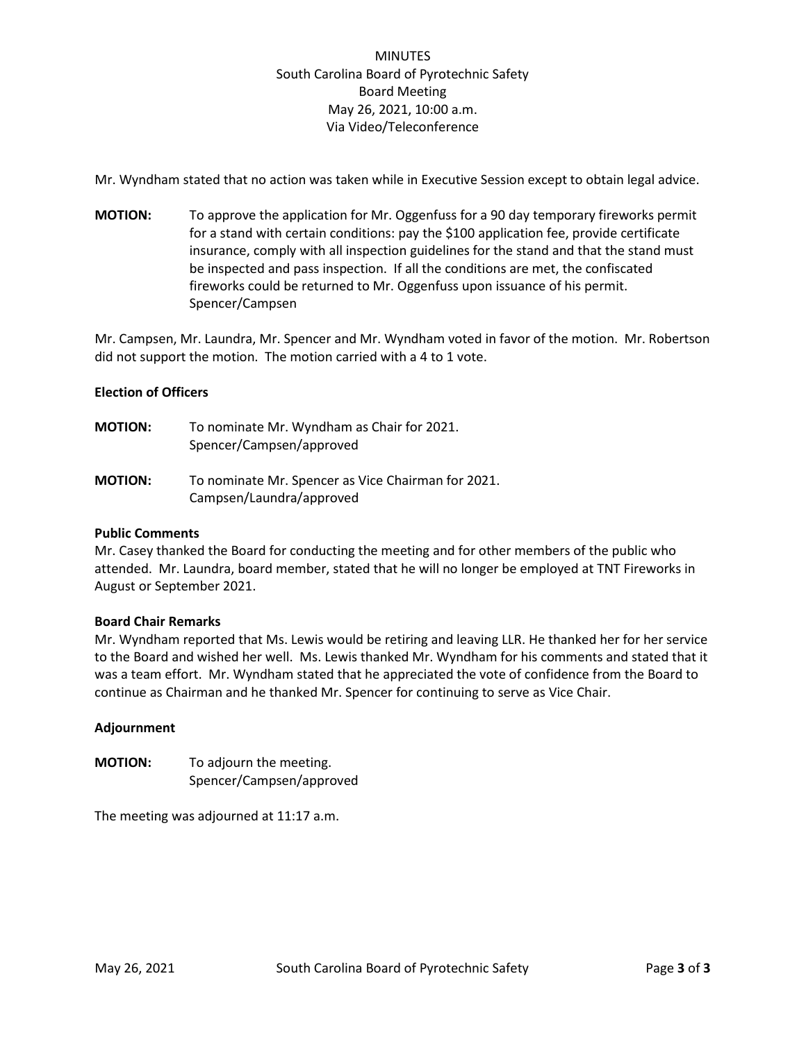MINUTES
South Carolina Board of Pyrotechnic Safety
Board Meeting
May 26, 2021, 10:00 a.m.
Via Video/Teleconference

Mr. Wyndham stated that no action was taken while in Executive Session except to obtain legal advice.

**MOTION:** To approve the application for Mr. Oggenfuss for a 90 day temporary fireworks permit for a stand with certain conditions: pay the $100 application fee, provide certificate insurance, comply with all inspection guidelines for the stand and that the stand must be inspected and pass inspection. If all the conditions are met, the confiscated fireworks could be returned to Mr. Oggenfuss upon issuance of his permit.
Spencer/Campsen

Mr. Campsen, Mr. Laundra, Mr. Spencer and Mr. Wyndham voted in favor of the motion. Mr. Robertson did not support the motion. The motion carried with a 4 to 1 vote.

**Election of Officers**

**MOTION:** To nominate Mr. Wyndham as Chair for 2021.
Spencer/Campsen/approved

**MOTION:** To nominate Mr. Spencer as Vice Chairman for 2021.
Campsen/Laundra/approved

**Public Comments**

Mr. Casey thanked the Board for conducting the meeting and for other members of the public who attended. Mr. Laundra, board member, stated that he will no longer be employed at TNT Fireworks in August or September 2021.

**Board Chair Remarks**

Mr. Wyndham reported that Ms. Lewis would be retiring and leaving LLR. He thanked her for her service to the Board and wished her well. Ms. Lewis thanked Mr. Wyndham for his comments and stated that it was a team effort. Mr. Wyndham stated that he appreciated the vote of confidence from the Board to continue as Chairman and he thanked Mr. Spencer for continuing to serve as Vice Chair.

**Adjournment**

**MOTION:** To adjourn the meeting.
Spencer/Campsen/approved

The meeting was adjourned at 11:17 a.m.